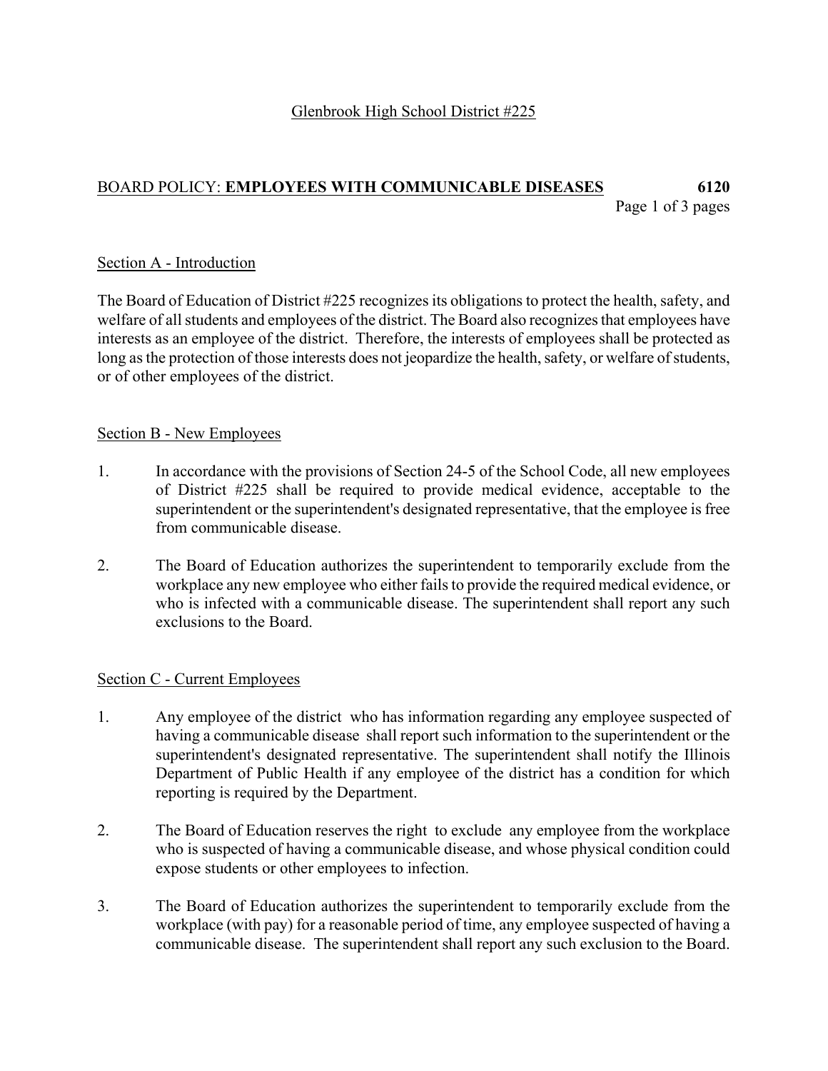Glenbrook High School District #225

# BOARD POLICY: **EMPLOYEES WITH COMMUNICABLE DISEASES** 6120

## Section A - Introduction

The Board of Education of District #225 recognizes its obligations to protect the health, safety, and welfare of all students and employees of the district. The Board also recognizes that employees have interests as an employee of the district. Therefore, the interests of employees shall be protected as long as the protection of those interests does not jeopardize the health, safety, or welfare of students, or of other employees of the district.

## Section B - New Employees

1. In accordance with the provisions of Section 24-5 of the School Code, all new employees of District #225 shall be required to provide medical evidence, acceptable to the superintendent or the superintendent's designated representative, that the employee is free from communicable disease.

2. The Board of Education authorizes the superintendent to temporarily exclude from the workplace any new employee who either fails to provide the required medical evidence, or who is infected with a communicable disease. The superintendent shall report any such exclusions to the Board.

## Section C - Current Employees

1. Any employee of the district who has information regarding any employee suspected of having a communicable disease shall report such information to the superintendent or the superintendent's designated representative. The superintendent shall notify the Illinois Department of Public Health if any employee of the district has a condition for which reporting is required by the Department.

2. The Board of Education reserves the right to exclude any employee from the workplace who is suspected of having a communicable disease, and whose physical condition could expose students or other employees to infection.

3. The Board of Education authorizes the superintendent to temporarily exclude from the workplace (with pay) for a reasonable period of time, any employee suspected of having a communicable disease. The superintendent shall report any such exclusion to the Board.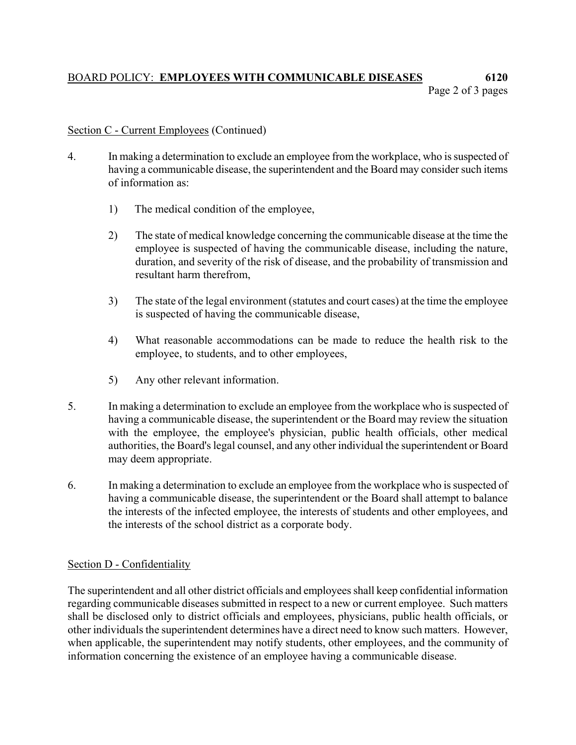Section C - Current Employees (Continued)

4. In making a determination to exclude an employee from the workplace, who is suspected of having a communicable disease, the superintendent and the Board may consider such items of information as:

    1) The medical condition of the employee,

    2) The state of medical knowledge concerning the communicable disease at the time the employee is suspected of having the communicable disease, including the nature, duration, and severity of the risk of disease, and the probability of transmission and resultant harm therefrom,

    3) The state of the legal environment (statutes and court cases) at the time the employee is suspected of having the communicable disease,

    4) What reasonable accommodations can be made to reduce the health risk to the employee, to students, and to other employees,

    5) Any other relevant information.

5. In making a determination to exclude an employee from the workplace who is suspected of having a communicable disease, the superintendent or the Board may review the situation with the employee, the employee's physician, public health officials, other medical authorities, the Board's legal counsel, and any other individual the superintendent or Board may deem appropriate.

6. In making a determination to exclude an employee from the workplace who is suspected of having a communicable disease, the superintendent or the Board shall attempt to balance the interests of the infected employee, the interests of students and other employees, and the interests of the school district as a corporate body.

Section D - Confidentiality

The superintendent and all other district officials and employees shall keep confidential information regarding communicable diseases submitted in respect to a new or current employee. Such matters shall be disclosed only to district officials and employees, physicians, public health officials, or other individuals the superintendent determines have a direct need to know such matters. However, when applicable, the superintendent may notify students, other employees, and the community of information concerning the existence of an employee having a communicable disease.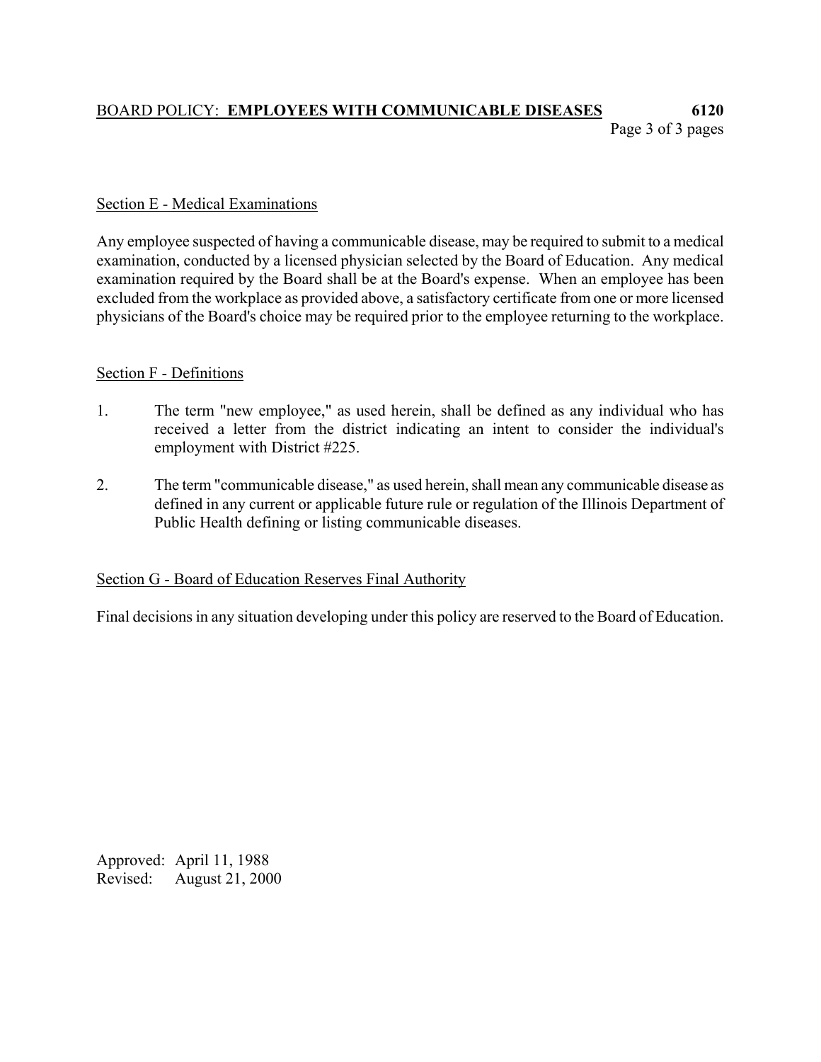## Section E - Medical Examinations

Any employee suspected of having a communicable disease, may be required to submit to a medical examination, conducted by a licensed physician selected by the Board of Education. Any medical examination required by the Board shall be at the Board's expense. When an employee has been excluded from the workplace as provided above, a satisfactory certificate from one or more licensed physicians of the Board's choice may be required prior to the employee returning to the workplace.

## Section F - Definitions

1. The term "new employee," as used herein, shall be defined as any individual who has received a letter from the district indicating an intent to consider the individual's employment with District #225.

2. The term "communicable disease," as used herein, shall mean any communicable disease as defined in any current or applicable future rule or regulation of the Illinois Department of Public Health defining or listing communicable diseases.

## Section G - Board of Education Reserves Final Authority

Final decisions in any situation developing under this policy are reserved to the Board of Education.

Approved: April 11, 1988
Revised: August 21, 2000